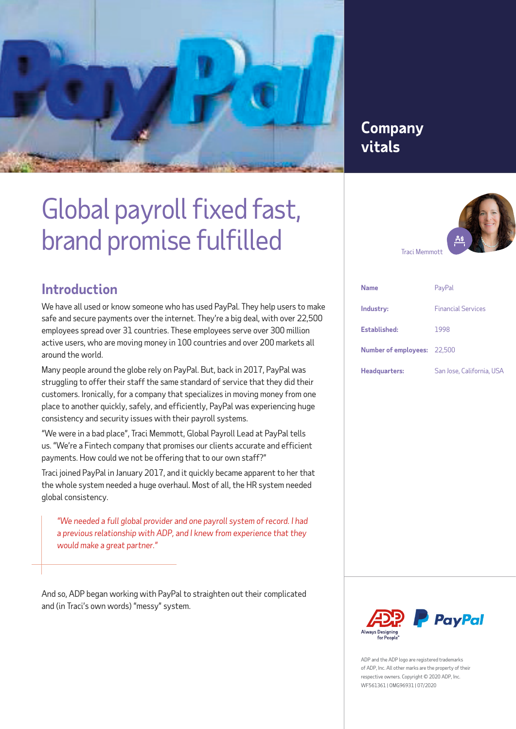# Global payroll fixed fast, brand promise fulfilled

## Introduction

We have all used or know someone who has used PayPal. They help users to make safe and secure payments over the internet. They're a big deal, with over 22,500 employees spread over 31 countries. These employees serve over 300 million active users, who are moving money in 100 countries and over 200 markets all around the world.

Many people around the globe rely on PayPal. But, back in 2017, PayPal was struggling to offer their staff the same standard of service that they did their customers. Ironically, for a company that specializes in moving money from one place to another quickly, safely, and efficiently, PayPal was experiencing huge consistency and security issues with their payroll systems.

"We were in a bad place", Traci Memmott, Global Payroll Lead at PayPal tells us. "We're a Fintech company that promises our clients accurate and efficient payments. How could we not be offering that to our own staff?"

Traci joined PayPal in January 2017, and it quickly became apparent to her that the whole system needed a huge overhaul. Most of all, the HR system needed global consistency.

> *"We needed a full global provider and one payroll system of record. I had a previous relationship with ADP, and I knew from experience that they would make a great partner."*

And so, ADP began working with PayPal to straighten out their complicated and (in Traci's own words) "messy" system.

## Company vitals

Traci Memmott

| | |
|---|---|
| **Name** | PayPal |
| **Industry:** | Financial Services |
| **Established:** | 1998 |
| **Number of employees:** | 22,500 |
| **Headquarters:** | San Jose, California, USA |

ADP Always Designing for People™ | PayPal

ADP and the ADP logo are registered trademarks of ADP, Inc. All other marks are the property of their respective owners. Copyright © 2020 ADP, Inc. WF561361 | OMG96931 | 07/2020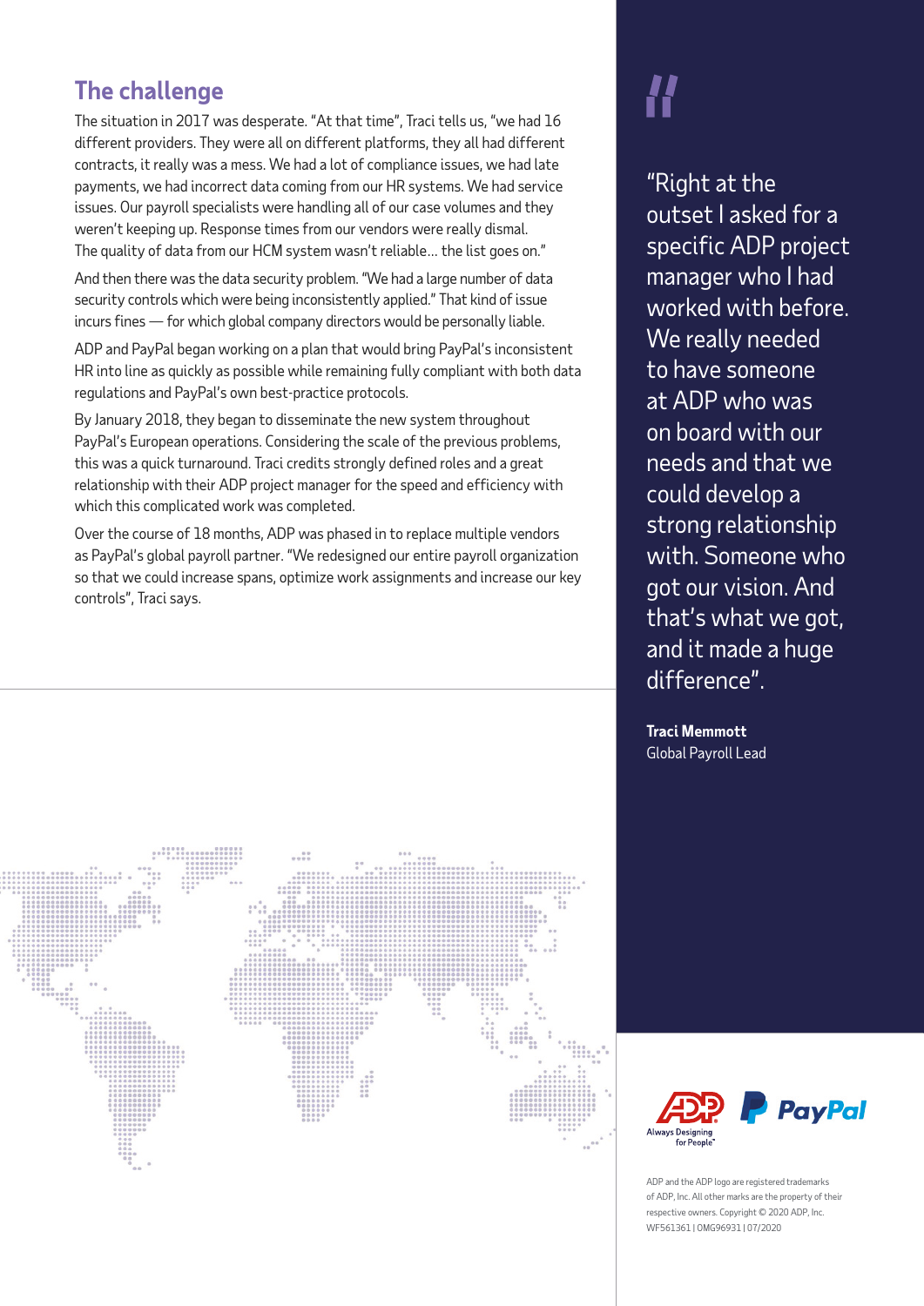## The challenge

The situation in 2017 was desperate. "At that time", Traci tells us, "we had 16 different providers. They were all on different platforms, they all had different contracts, it really was a mess. We had a lot of compliance issues, we had late payments, we had incorrect data coming from our HR systems. We had service issues. Our payroll specialists were handling all of our case volumes and they weren't keeping up. Response times from our vendors were really dismal. The quality of data from our HCM system wasn't reliable… the list goes on."

And then there was the data security problem. "We had a large number of data security controls which were being inconsistently applied." That kind of issue incurs fines — for which global company directors would be personally liable.

ADP and PayPal began working on a plan that would bring PayPal's inconsistent HR into line as quickly as possible while remaining fully compliant with both data regulations and PayPal's own best-practice protocols.

By January 2018, they began to disseminate the new system throughout PayPal's European operations. Considering the scale of the previous problems, this was a quick turnaround. Traci credits strongly defined roles and a great relationship with their ADP project manager for the speed and efficiency with which this complicated work was completed.

Over the course of 18 months, ADP was phased in to replace multiple vendors as PayPal's global payroll partner. "We redesigned our entire payroll organization so that we could increase spans, optimize work assignments and increase our key controls", Traci says.

> "Right at the outset I asked for a specific ADP project manager who I had worked with before. We really needed to have someone at ADP who was on board with our needs and that we could develop a strong relationship with. Someone who got our vision. And that's what we got, and it made a huge difference".
>
> **Traci Memmott**
> Global Payroll Lead

ADP Always Designing for People™ | PayPal

ADP and the ADP logo are registered trademarks of ADP, Inc. All other marks are the property of their respective owners. Copyright © 2020 ADP, Inc. WF561361 | OMG96931 | 07/2020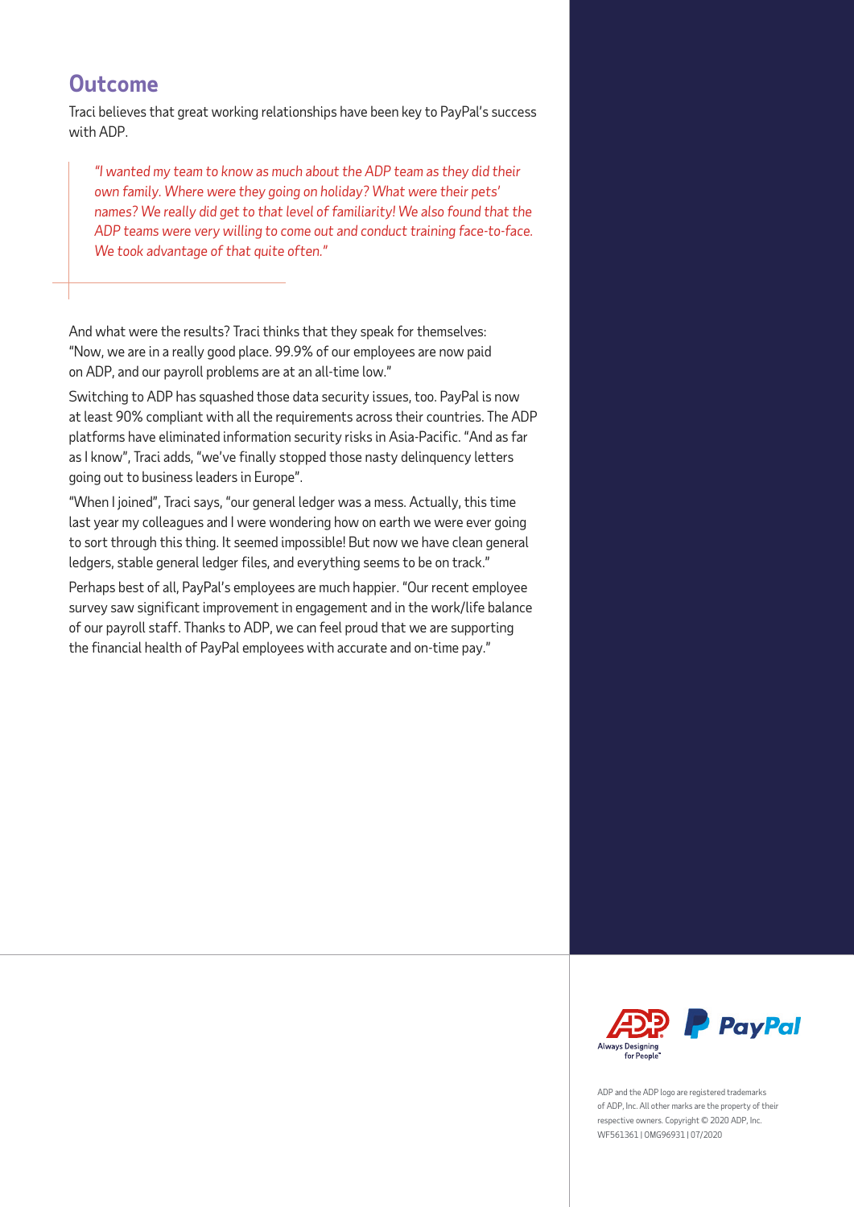## Outcome

Traci believes that great working relationships have been key to PayPal's success with ADP.

> *"I wanted my team to know as much about the ADP team as they did their own family. Where were they going on holiday? What were their pets' names? We really did get to that level of familiarity! We also found that the ADP teams were very willing to come out and conduct training face-to-face. We took advantage of that quite often."*

And what were the results? Traci thinks that they speak for themselves: "Now, we are in a really good place. 99.9% of our employees are now paid on ADP, and our payroll problems are at an all-time low."

Switching to ADP has squashed those data security issues, too. PayPal is now at least 90% compliant with all the requirements across their countries. The ADP platforms have eliminated information security risks in Asia-Pacific. "And as far as I know", Traci adds, "we've finally stopped those nasty delinquency letters going out to business leaders in Europe".

"When I joined", Traci says, "our general ledger was a mess. Actually, this time last year my colleagues and I were wondering how on earth we were ever going to sort through this thing. It seemed impossible! But now we have clean general ledgers, stable general ledger files, and everything seems to be on track."

Perhaps best of all, PayPal's employees are much happier. "Our recent employee survey saw significant improvement in engagement and in the work/life balance of our payroll staff. Thanks to ADP, we can feel proud that we are supporting the financial health of PayPal employees with accurate and on-time pay."

ADP Always Designing for People™ | PayPal

ADP and the ADP logo are registered trademarks of ADP, Inc. All other marks are the property of their respective owners. Copyright © 2020 ADP, Inc. WF561361 | OMG96931 | 07/2020